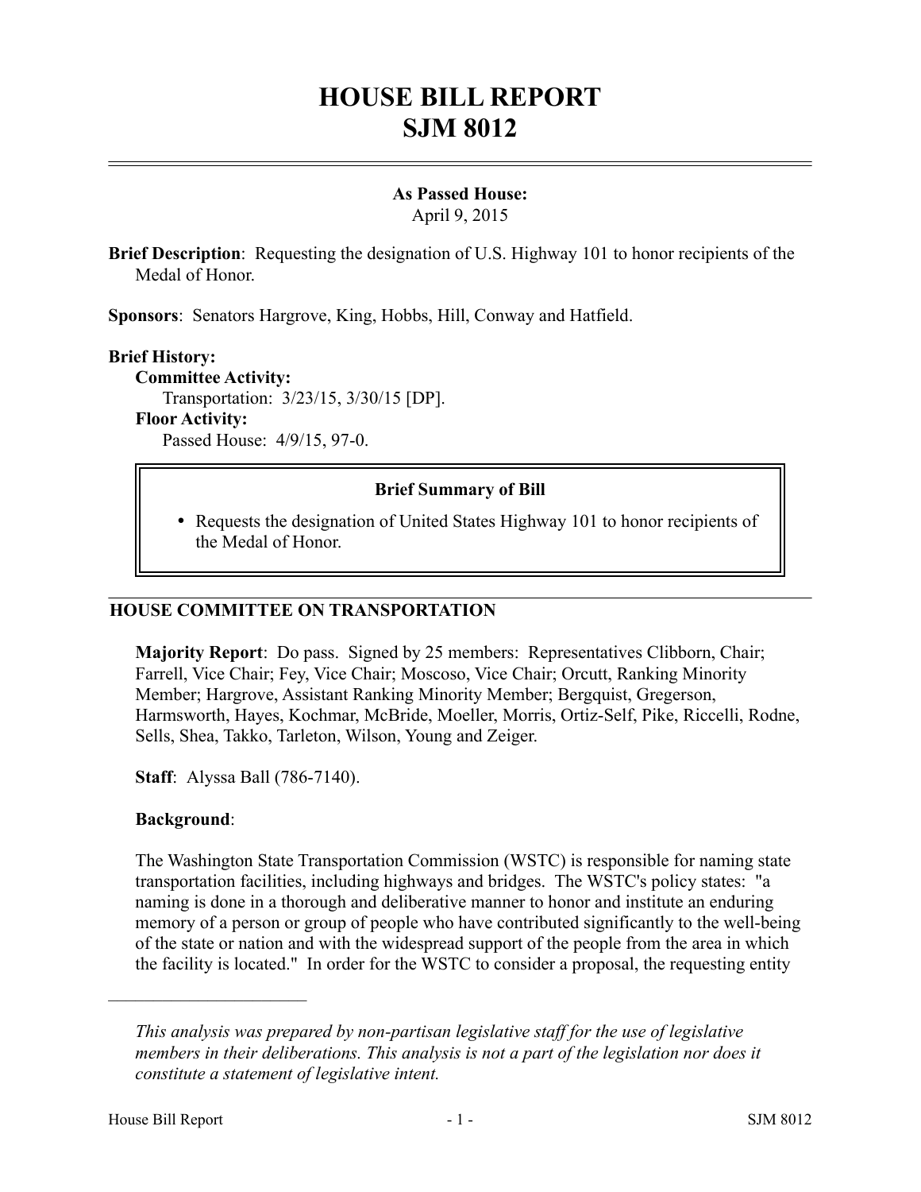# HOUSE BILL REPORT
# SJM 8012

**As Passed House:**
April 9, 2015

**Brief Description**: Requesting the designation of U.S. Highway 101 to honor recipients of the Medal of Honor.

**Sponsors**: Senators Hargrove, King, Hobbs, Hill, Conway and Hatfield.

**Brief History:**

**Committee Activity:**
Transportation: 3/23/15, 3/30/15 [DP].

**Floor Activity:**
Passed House: 4/9/15, 97-0.

**Brief Summary of Bill**

- Requests the designation of United States Highway 101 to honor recipients of the Medal of Honor.

## HOUSE COMMITTEE ON TRANSPORTATION

**Majority Report**: Do pass. Signed by 25 members: Representatives Clibborn, Chair; Farrell, Vice Chair; Fey, Vice Chair; Moscoso, Vice Chair; Orcutt, Ranking Minority Member; Hargrove, Assistant Ranking Minority Member; Bergquist, Gregerson, Harmsworth, Hayes, Kochmar, McBride, Moeller, Morris, Ortiz-Self, Pike, Riccelli, Rodne, Sells, Shea, Takko, Tarleton, Wilson, Young and Zeiger.

**Staff**: Alyssa Ball (786-7140).

**Background**:

The Washington State Transportation Commission (WSTC) is responsible for naming state transportation facilities, including highways and bridges. The WSTC's policy states: "a naming is done in a thorough and deliberative manner to honor and institute an enduring memory of a person or group of people who have contributed significantly to the well-being of the state or nation and with the widespread support of the people from the area in which the facility is located." In order for the WSTC to consider a proposal, the requesting entity

---

*This analysis was prepared by non-partisan legislative staff for the use of legislative members in their deliberations. This analysis is not a part of the legislation nor does it constitute a statement of legislative intent.*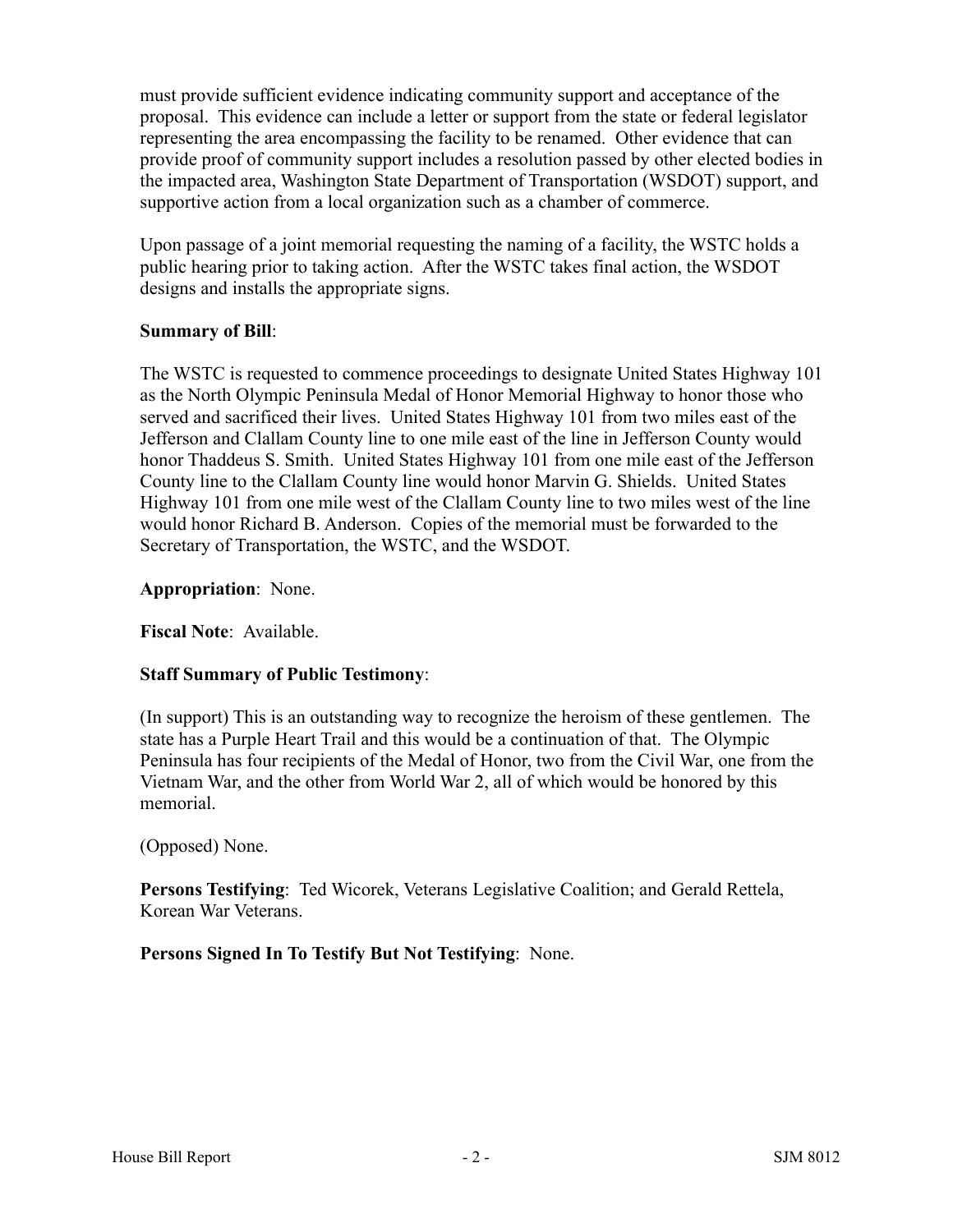must provide sufficient evidence indicating community support and acceptance of the proposal. This evidence can include a letter or support from the state or federal legislator representing the area encompassing the facility to be renamed. Other evidence that can provide proof of community support includes a resolution passed by other elected bodies in the impacted area, Washington State Department of Transportation (WSDOT) support, and supportive action from a local organization such as a chamber of commerce.

Upon passage of a joint memorial requesting the naming of a facility, the WSTC holds a public hearing prior to taking action. After the WSTC takes final action, the WSDOT designs and installs the appropriate signs.

**Summary of Bill**:

The WSTC is requested to commence proceedings to designate United States Highway 101 as the North Olympic Peninsula Medal of Honor Memorial Highway to honor those who served and sacrificed their lives. United States Highway 101 from two miles east of the Jefferson and Clallam County line to one mile east of the line in Jefferson County would honor Thaddeus S. Smith. United States Highway 101 from one mile east of the Jefferson County line to the Clallam County line would honor Marvin G. Shields. United States Highway 101 from one mile west of the Clallam County line to two miles west of the line would honor Richard B. Anderson. Copies of the memorial must be forwarded to the Secretary of Transportation, the WSTC, and the WSDOT.

**Appropriation**: None.

**Fiscal Note**: Available.

**Staff Summary of Public Testimony**:

(In support) This is an outstanding way to recognize the heroism of these gentlemen. The state has a Purple Heart Trail and this would be a continuation of that. The Olympic Peninsula has four recipients of the Medal of Honor, two from the Civil War, one from the Vietnam War, and the other from World War 2, all of which would be honored by this memorial.

(Opposed) None.

**Persons Testifying**: Ted Wicorek, Veterans Legislative Coalition; and Gerald Rettela, Korean War Veterans.

**Persons Signed In To Testify But Not Testifying**: None.